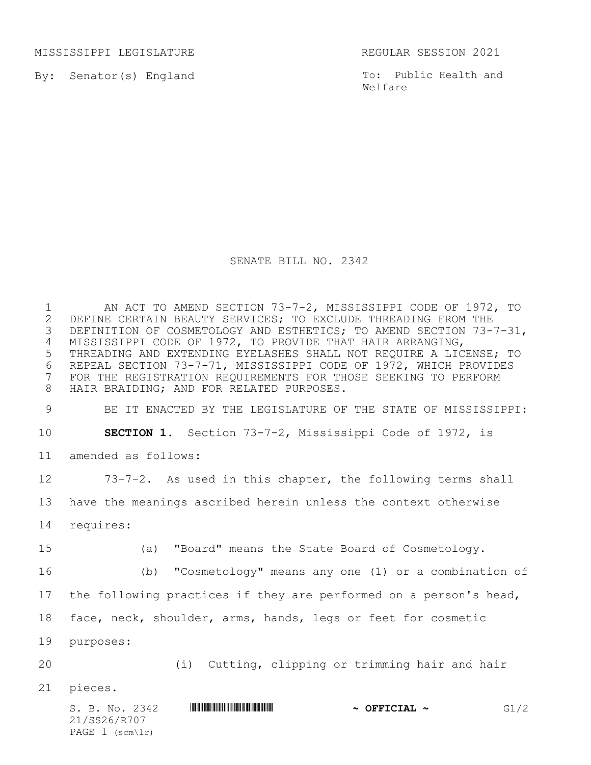MISSISSIPPI LEGISLATURE REGULAR SESSION 2021

By: Senator(s) England

To: Public Health and Welfare

# SENATE BILL NO. 2342

AN ACT TO AMEND SECTION 73-7-2, MISSISSIPPI CODE OF 1972, TO DEFINE CERTAIN BEAUTY SERVICES; TO EXCLUDE THREADING FROM THE DEFINITION OF COSMETOLOGY AND ESTHETICS; TO AMEND SECTION 73-7-31, MISSISSIPPI CODE OF 1972, TO PROVIDE THAT HAIR ARRANGING, THREADING AND EXTENDING EYELASHES SHALL NOT REQUIRE A LICENSE; TO REPEAL SECTION 73-7-71, MISSISSIPPI CODE OF 1972, WHICH PROVIDES FOR THE REGISTRATION REQUIREMENTS FOR THOSE SEEKING TO PERFORM HAIR BRAIDING; AND FOR RELATED PURPOSES.

BE IT ENACTED BY THE LEGISLATURE OF THE STATE OF MISSISSIPPI:

**SECTION 1.** Section 73-7-2, Mississippi Code of 1972, is amended as follows:

73-7-2. As used in this chapter, the following terms shall have the meanings ascribed herein unless the context otherwise requires:

(a) "Board" means the State Board of Cosmetology.

(b) "Cosmetology" means any one (1) or a combination of the following practices if they are performed on a person's head, face, neck, shoulder, arms, hands, legs or feet for cosmetic purposes:

(i) Cutting, clipping or trimming hair and hair pieces.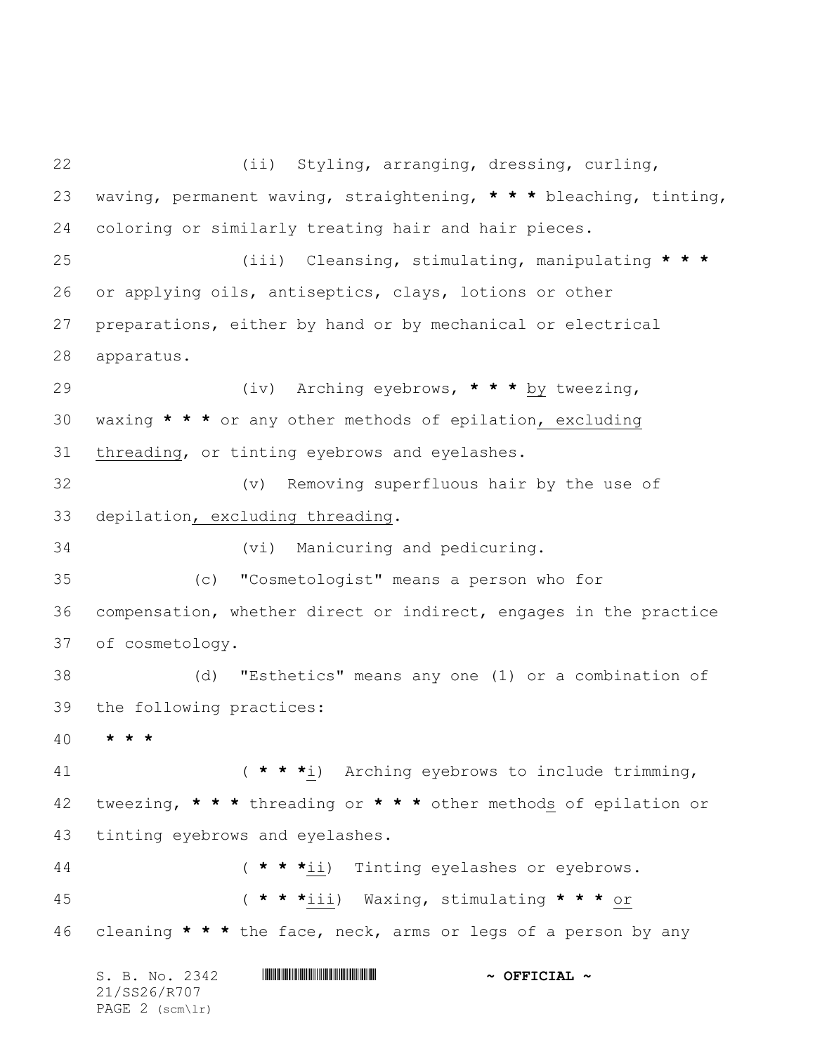(ii) Styling, arranging, dressing, curling, waving, permanent waving, straightening, * * * bleaching, tinting, coloring or similarly treating hair and hair pieces.

(iii) Cleansing, stimulating, manipulating * * * or applying oils, antiseptics, clays, lotions or other preparations, either by hand or by mechanical or electrical apparatus.

(iv) Arching eyebrows, * * * by tweezing, waxing * * * or any other methods of epilation, excluding threading, or tinting eyebrows and eyelashes.

(v) Removing superfluous hair by the use of depilation, excluding threading.

(vi) Manicuring and pedicuring.

(c) "Cosmetologist" means a person who for compensation, whether direct or indirect, engages in the practice of cosmetology.

(d) "Esthetics" means any one (1) or a combination of the following practices:

* * *

( * * *i) Arching eyebrows to include trimming, tweezing, * * * threading or * * * other methods of epilation or tinting eyebrows and eyelashes.

( * * *ii) Tinting eyelashes or eyebrows.

( * * *iii) Waxing, stimulating * * * or cleaning * * * the face, neck, arms or legs of a person by any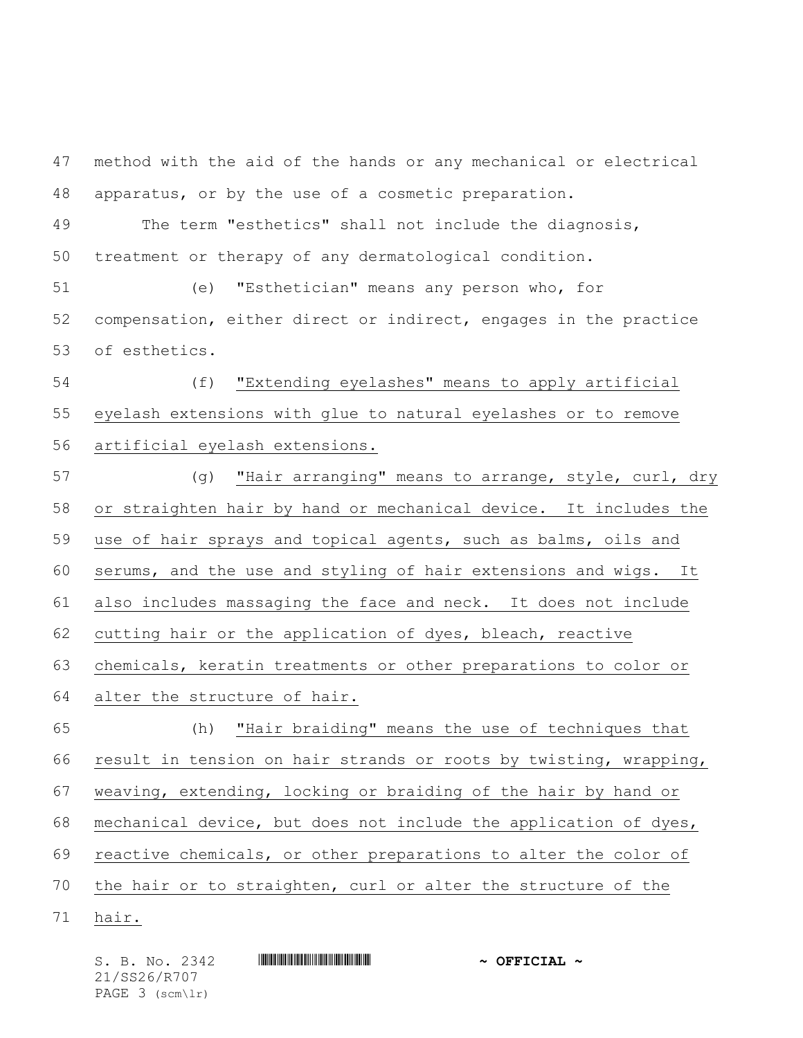method with the aid of the hands or any mechanical or electrical apparatus, or by the use of a cosmetic preparation.

The term "esthetics" shall not include the diagnosis, treatment or therapy of any dermatological condition.

(e) "Esthetician" means any person who, for compensation, either direct or indirect, engages in the practice of esthetics.

(f) <u>"Extending eyelashes" means to apply artificial eyelash extensions with glue to natural eyelashes or to remove artificial eyelash extensions.</u>

(g) <u>"Hair arranging" means to arrange, style, curl, dry or straighten hair by hand or mechanical device. It includes the use of hair sprays and topical agents, such as balms, oils and serums, and the use and styling of hair extensions and wigs. It also includes massaging the face and neck. It does not include cutting hair or the application of dyes, bleach, reactive chemicals, keratin treatments or other preparations to color or alter the structure of hair.</u>

(h) <u>"Hair braiding" means the use of techniques that result in tension on hair strands or roots by twisting, wrapping, weaving, extending, locking or braiding of the hair by hand or mechanical device, but does not include the application of dyes, reactive chemicals, or other preparations to alter the color of the hair or to straighten, curl or alter the structure of the hair.</u>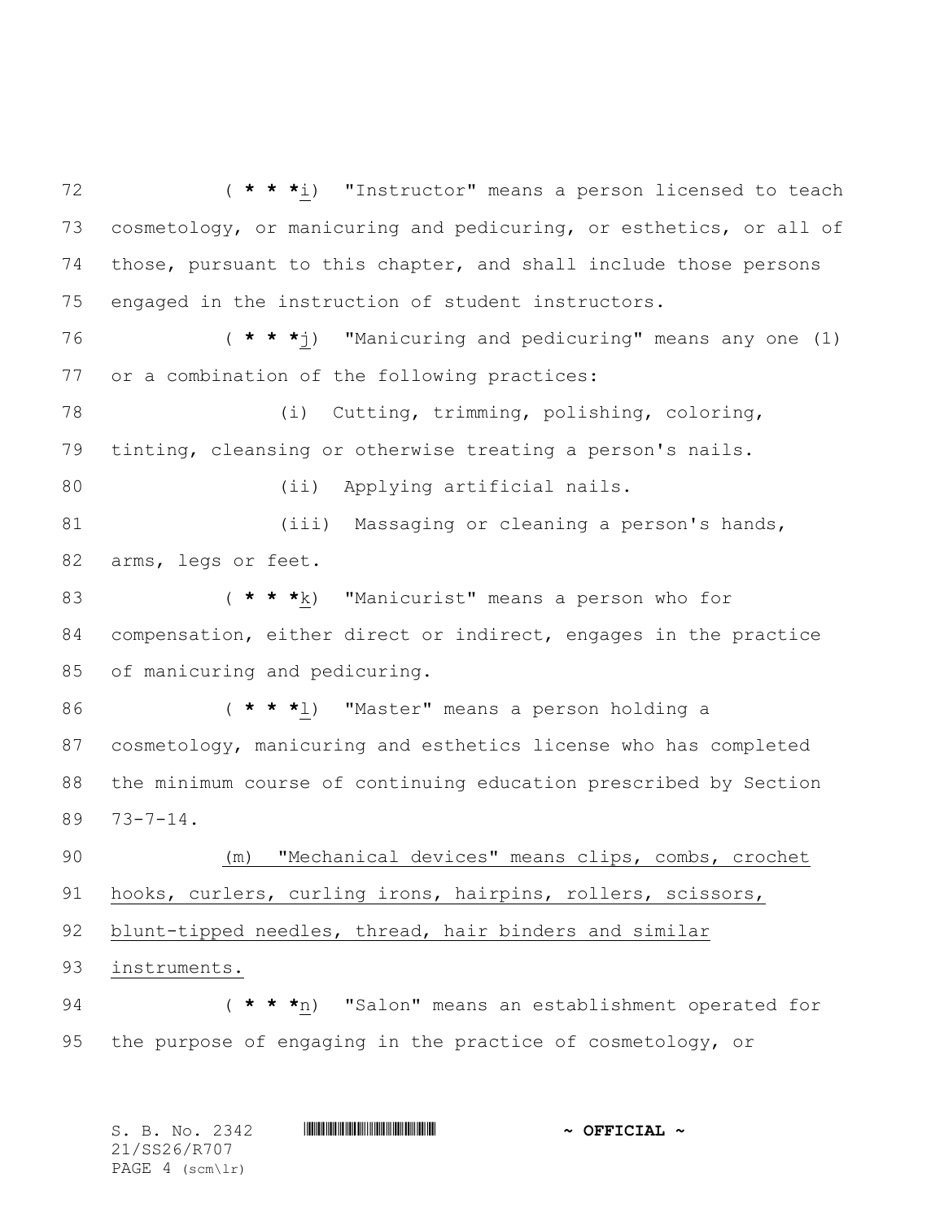( * * *i) "Instructor" means a person licensed to teach cosmetology, or manicuring and pedicuring, or esthetics, or all of those, pursuant to this chapter, and shall include those persons engaged in the instruction of student instructors.

( * * *j) "Manicuring and pedicuring" means any one (1) or a combination of the following practices:

(i) Cutting, trimming, polishing, coloring, tinting, cleansing or otherwise treating a person's nails.

(ii) Applying artificial nails.

(iii) Massaging or cleaning a person's hands, arms, legs or feet.

( * * *k) "Manicurist" means a person who for compensation, either direct or indirect, engages in the practice of manicuring and pedicuring.

( * * *l) "Master" means a person holding a cosmetology, manicuring and esthetics license who has completed the minimum course of continuing education prescribed by Section 73-7-14.

(m) "Mechanical devices" means clips, combs, crochet hooks, curlers, curling irons, hairpins, rollers, scissors, blunt-tipped needles, thread, hair binders and similar instruments.

( * * *n) "Salon" means an establishment operated for the purpose of engaging in the practice of cosmetology, or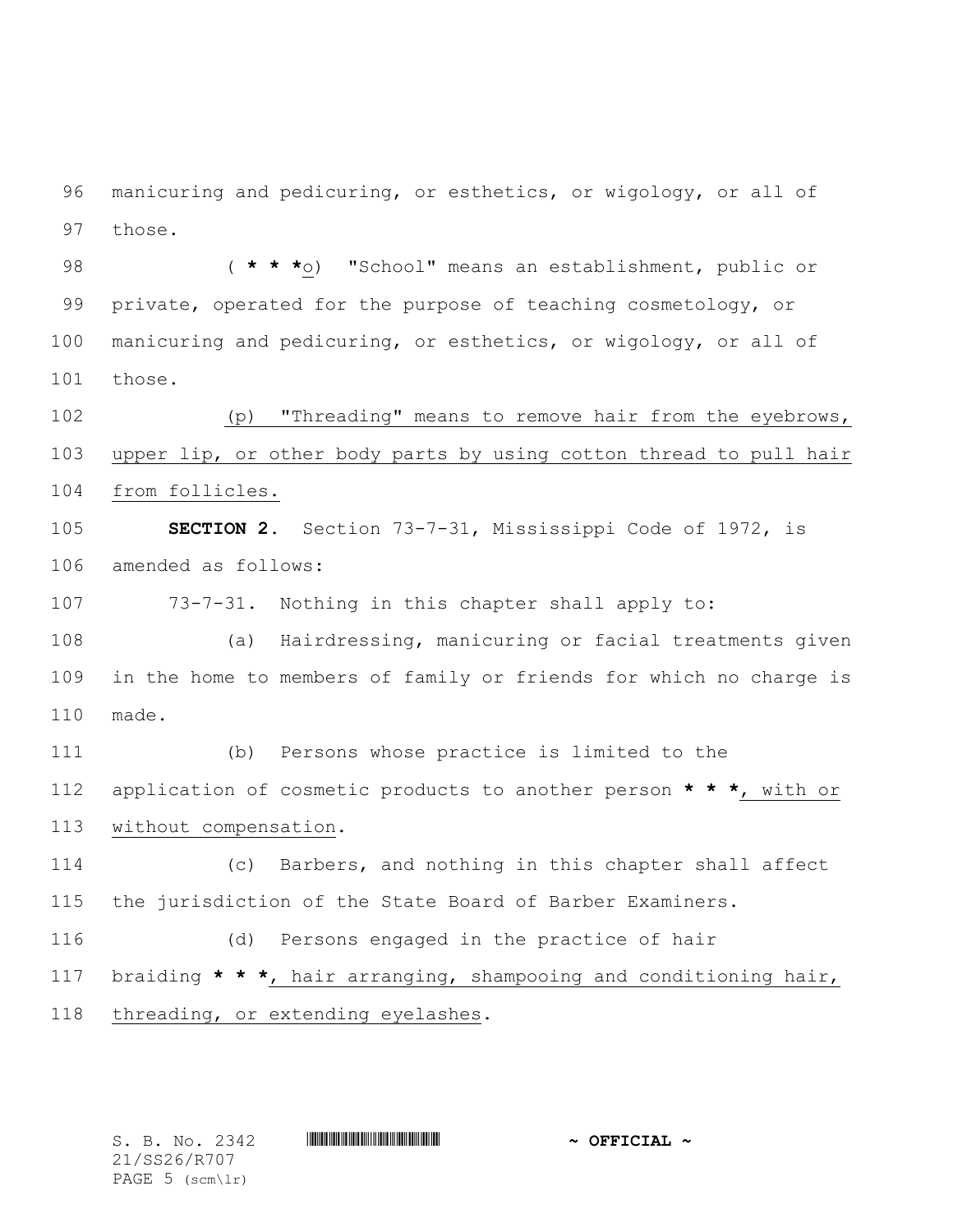manicuring and pedicuring, or esthetics, or wigology, or all of those.

( * * *o) "School" means an establishment, public or private, operated for the purpose of teaching cosmetology, or manicuring and pedicuring, or esthetics, or wigology, or all of those.

(p) "Threading" means to remove hair from the eyebrows, upper lip, or other body parts by using cotton thread to pull hair from follicles.

**SECTION 2.** Section 73-7-31, Mississippi Code of 1972, is amended as follows:

73-7-31. Nothing in this chapter shall apply to:

(a) Hairdressing, manicuring or facial treatments given in the home to members of family or friends for which no charge is made.

(b) Persons whose practice is limited to the application of cosmetic products to another person **\* \* \***, with or without compensation.

(c) Barbers, and nothing in this chapter shall affect the jurisdiction of the State Board of Barber Examiners.

(d) Persons engaged in the practice of hair braiding **\* \* \***, hair arranging, shampooing and conditioning hair, threading, or extending eyelashes.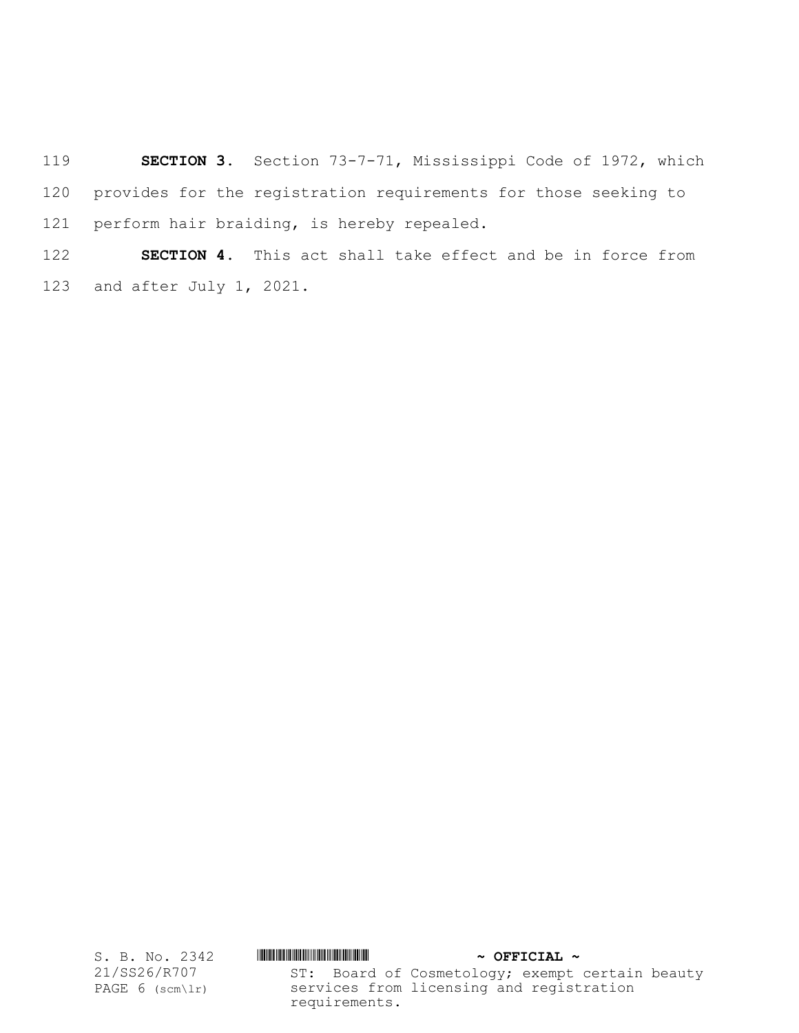**SECTION 3.** Section 73-7-71, Mississippi Code of 1972, which provides for the registration requirements for those seeking to perform hair braiding, is hereby repealed.

**SECTION 4.** This act shall take effect and be in force from and after July 1, 2021.